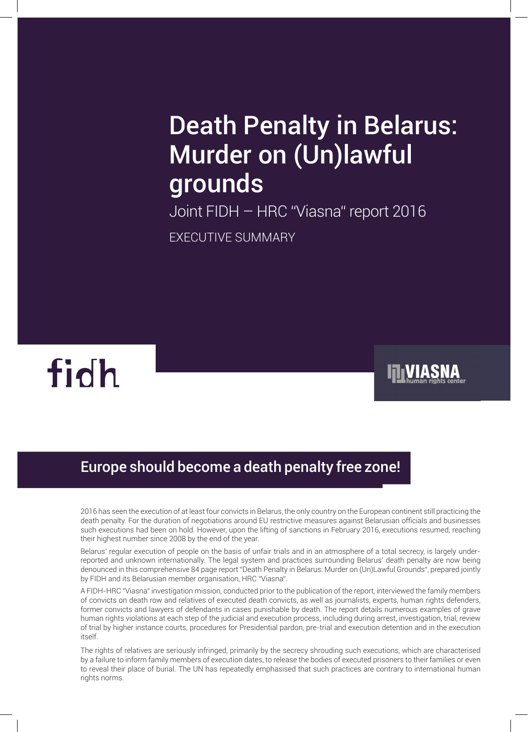# Death Penalty in Belarus: Murder on (Un)lawful grounds

Joint FIDH – HRC "Viasna" report 2016

EXECUTIVE SUMMARY

fidh

VIASNA human rights center

## Europe should become a death penalty free zone!

2016 has seen the execution of at least four convicts in Belarus, the only country on the European continent still practicing the death penalty. For the duration of negotiations around EU restrictive measures against Belarusian officials and businesses such executions had been on hold. However, upon the lifting of sanctions in February 2016, executions resumed, reaching their highest number since 2008 by the end of the year.

Belarus' regular execution of people on the basis of unfair trials and in an atmosphere of a total secrecy, is largely under-reported and unknown internationally. The legal system and practices surrounding Belarus' death penalty are now being denounced in this comprehensive 84 page report "Death Penalty in Belarus: Murder on (Un)Lawful Grounds", prepared jointly by FIDH and its Belarusian member organisation, HRC "Viasna".

A FIDH-HRC "Viasna" investigation mission, conducted prior to the publication of the report, interviewed the family members of convicts on death row and relatives of executed death convicts, as well as journalists, experts, human rights defenders, former convicts and lawyers of defendants in cases punishable by death. The report details numerous examples of grave human rights violations at each step of the judicial and execution process, including during arrest, investigation, trial, review of trial by higher instance courts, procedures for Presidential pardon, pre-trial and execution detention and in the execution itself.

The rights of relatives are seriously infringed, primarily by the secrecy shrouding such executions, which are characterised by a failure to inform family members of execution dates, to release the bodies of executed prisoners to their families or even to reveal their place of burial. The UN has repeatedly emphasised that such practices are contrary to international human rights norms.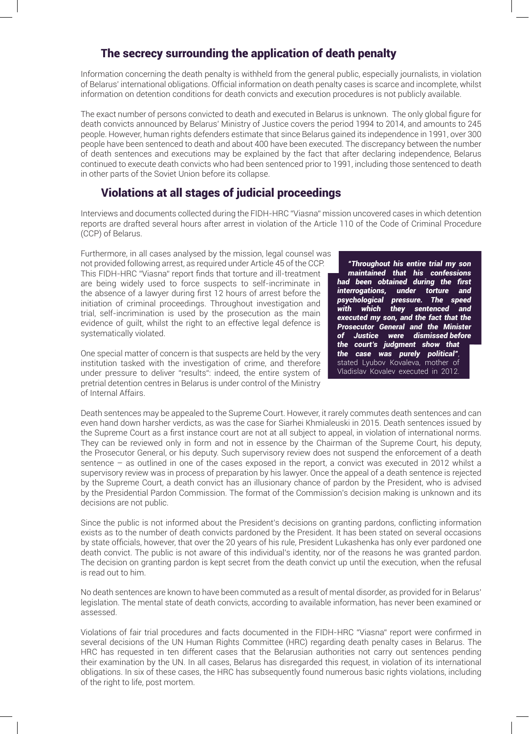## The secrecy surrounding the application of death penalty

Information concerning the death penalty is withheld from the general public, especially journalists, in violation of Belarus' international obligations. Official information on death penalty cases is scarce and incomplete, whilst information on detention conditions for death convicts and execution procedures is not publicly available.

The exact number of persons convicted to death and executed in Belarus is unknown. The only global figure for death convicts announced by Belarus' Ministry of Justice covers the period 1994 to 2014, and amounts to 245 people. However, human rights defenders estimate that since Belarus gained its independence in 1991, over 300 people have been sentenced to death and about 400 have been executed. The discrepancy between the number of death sentences and executions may be explained by the fact that after declaring independence, Belarus continued to execute death convicts who had been sentenced prior to 1991, including those sentenced to death in other parts of the Soviet Union before its collapse.

## Violations at all stages of judicial proceedings

Interviews and documents collected during the FIDH-HRC "Viasna" mission uncovered cases in which detention reports are drafted several hours after arrest in violation of the Article 110 of the Code of Criminal Procedure (CCP) of Belarus.

Furthermore, in all cases analysed by the mission, legal counsel was not provided following arrest, as required under Article 45 of the CCP. This FIDH-HRC "Viasna" report finds that torture and ill-treatment are being widely used to force suspects to self-incriminate in the absence of a lawyer during first 12 hours of arrest before the initiation of criminal proceedings. Throughout investigation and trial, self-incrimination is used by the prosecution as the main evidence of guilt, whilst the right to an effective legal defence is systematically violated.

One special matter of concern is that suspects are held by the very institution tasked with the investigation of crime, and therefore under pressure to deliver "results": indeed, the entire system of pretrial detention centres in Belarus is under control of the Ministry of Internal Affairs.

> ***"Throughout his entire trial my son maintained that his confessions had been obtained during the first interrogations, under torture and psychological pressure. The speed with which they sentenced and executed my son, and the fact that the Prosecutor General and the Minister of Justice were dismissed before the court's judgment show that the case was purely political"***, stated Lyubov Kovaleva, mother of Vladislav Kovalev executed in 2012.

Death sentences may be appealed to the Supreme Court. However, it rarely commutes death sentences and can even hand down harsher verdicts, as was the case for Siarhei Khmialeuski in 2015. Death sentences issued by the Supreme Court as a first instance court are not at all subject to appeal, in violation of international norms. They can be reviewed only in form and not in essence by the Chairman of the Supreme Court, his deputy, the Prosecutor General, or his deputy. Such supervisory review does not suspend the enforcement of a death sentence – as outlined in one of the cases exposed in the report, a convict was executed in 2012 whilst a supervisory review was in process of preparation by his lawyer. Once the appeal of a death sentence is rejected by the Supreme Court, a death convict has an illusionary chance of pardon by the President, who is advised by the Presidential Pardon Commission. The format of the Commission's decision making is unknown and its decisions are not public.

Since the public is not informed about the President's decisions on granting pardons, conflicting information exists as to the number of death convicts pardoned by the President. It has been stated on several occasions by state officials, however, that over the 20 years of his rule, President Lukashenka has only ever pardoned one death convict. The public is not aware of this individual's identity, nor of the reasons he was granted pardon. The decision on granting pardon is kept secret from the death convict up until the execution, when the refusal is read out to him.

No death sentences are known to have been commuted as a result of mental disorder, as provided for in Belarus' legislation. The mental state of death convicts, according to available information, has never been examined or assessed.

Violations of fair trial procedures and facts documented in the FIDH-HRC "Viasna" report were confirmed in several decisions of the UN Human Rights Committee (HRC) regarding death penalty cases in Belarus. The HRC has requested in ten different cases that the Belarusian authorities not carry out sentences pending their examination by the UN. In all cases, Belarus has disregarded this request, in violation of its international obligations. In six of these cases, the HRC has subsequently found numerous basic rights violations, including of the right to life, post mortem.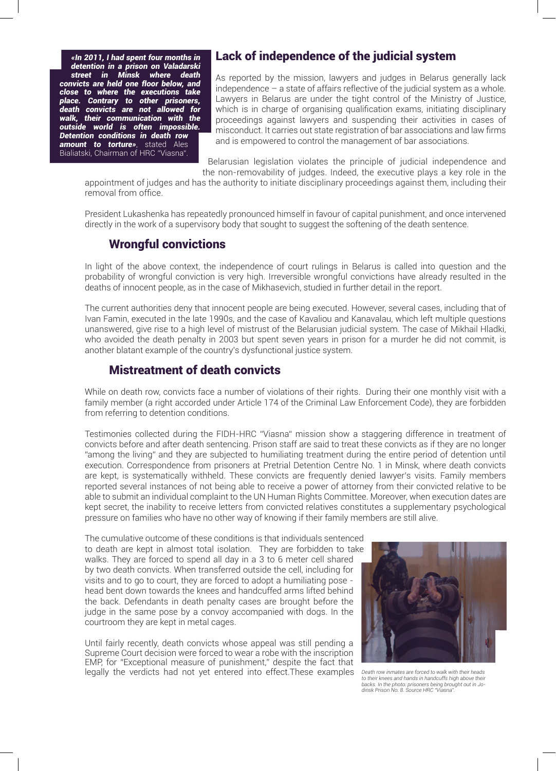> ***«In 2011, I had spent four months in detention in a prison on Valadarski street in Minsk where death convicts are held one floor below, and close to where the executions take place. Contrary to other prisoners, death convicts are not allowed for walk, their communication with the outside world is often impossible. Detention conditions in death row amount to torture»***, stated Ales Bialiatski, Chairman of HRC "Viasna".

## Lack of independence of the judicial system

As reported by the mission, lawyers and judges in Belarus generally lack independence – a state of affairs reflective of the judicial system as a whole. Lawyers in Belarus are under the tight control of the Ministry of Justice, which is in charge of organising qualification exams, initiating disciplinary proceedings against lawyers and suspending their activities in cases of misconduct. It carries out state registration of bar associations and law firms and is empowered to control the management of bar associations.

Belarusian legislation violates the principle of judicial independence and the non-removability of judges. Indeed, the executive plays a key role in the appointment of judges and has the authority to initiate disciplinary proceedings against them, including their removal from office.

President Lukashenka has repeatedly pronounced himself in favour of capital punishment, and once intervened directly in the work of a supervisory body that sought to suggest the softening of the death sentence.

## Wrongful convictions

In light of the above context, the independence of court rulings in Belarus is called into question and the probability of wrongful conviction is very high. Irreversible wrongful convictions have already resulted in the deaths of innocent people, as in the case of Mikhasevich, studied in further detail in the report.

The current authorities deny that innocent people are being executed. However, several cases, including that of Ivan Famin, executed in the late 1990s, and the case of Kavaliou and Kanavalau, which left multiple questions unanswered, give rise to a high level of mistrust of the Belarusian judicial system. The case of Mikhail Hladki, who avoided the death penalty in 2003 but spent seven years in prison for a murder he did not commit, is another blatant example of the country's dysfunctional justice system.

## Mistreatment of death convicts

While on death row, convicts face a number of violations of their rights. During their one monthly visit with a family member (a right accorded under Article 174 of the Criminal Law Enforcement Code), they are forbidden from referring to detention conditions.

Testimonies collected during the FIDH-HRC "Viasna" mission show a staggering difference in treatment of convicts before and after death sentencing. Prison staff are said to treat these convicts as if they are no longer "among the living" and they are subjected to humiliating treatment during the entire period of detention until execution. Correspondence from prisoners at Pretrial Detention Centre No. 1 in Minsk, where death convicts are kept, is systematically withheld. These convicts are frequently denied lawyer's visits. Family members reported several instances of not being able to receive a power of attorney from their convicted relative to be able to submit an individual complaint to the UN Human Rights Committee. Moreover, when execution dates are kept secret, the inability to receive letters from convicted relatives constitutes a supplementary psychological pressure on families who have no other way of knowing if their family members are still alive.

The cumulative outcome of these conditions is that individuals sentenced to death are kept in almost total isolation. They are forbidden to take walks. They are forced to spend all day in a 3 to 6 meter cell shared by two death convicts. When transferred outside the cell, including for visits and to go to court, they are forced to adopt a humiliating pose - head bent down towards the knees and handcuffed arms lifted behind the back. Defendants in death penalty cases are brought before the judge in the same pose by a convoy accompanied with dogs. In the courtroom they are kept in metal cages.

*Death row inmates are forced to walk with their heads to their knees and hands in handcuffs high above their backs. In the photo: prisoners being brought out in Jodinsk Prison No. 8. Source HRC "Viasna".*

Until fairly recently, death convicts whose appeal was still pending a Supreme Court decision were forced to wear a robe with the inscription EMP, for "Exceptional measure of punishment," despite the fact that legally the verdicts had not yet entered into effect.These examples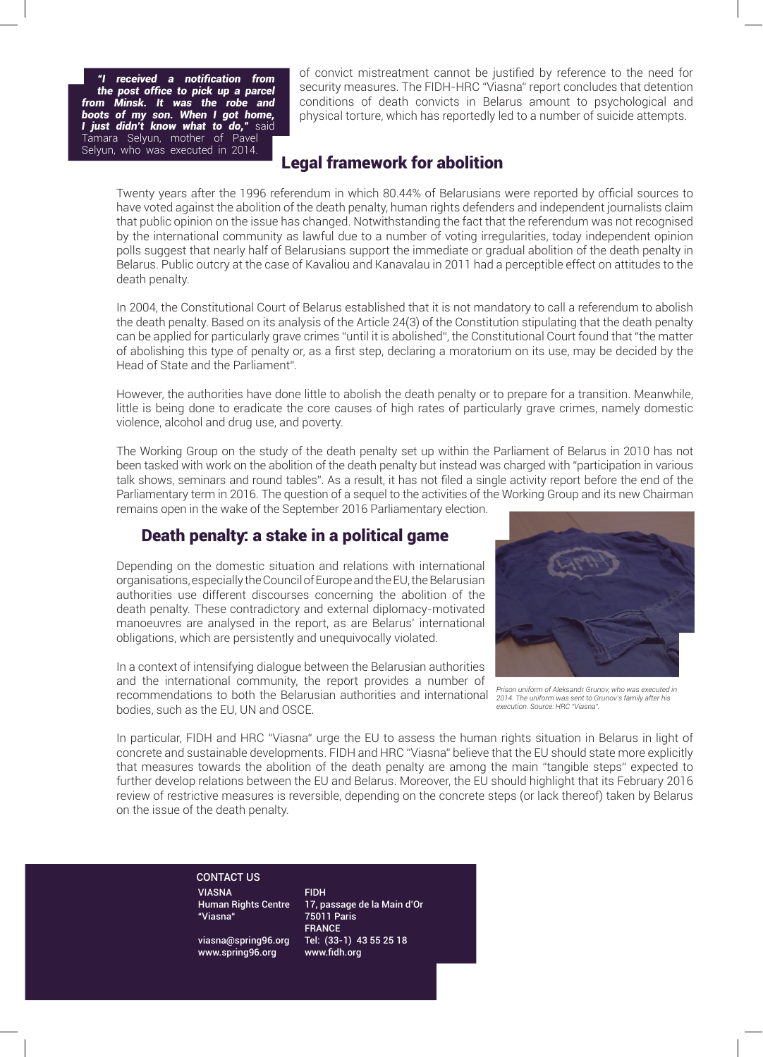***"I received a notification from the post office to pick up a parcel from Minsk. It was the robe and boots of my son. When I got home, I just didn't know what to do,"*** said Tamara Selyun, mother of Pavel Selyun, who was executed in 2014.

of convict mistreatment cannot be justified by reference to the need for security measures. The FIDH-HRC "Viasna" report concludes that detention conditions of death convicts in Belarus amount to psychological and physical torture, which has reportedly led to a number of suicide attempts.

## Legal framework for abolition

Twenty years after the 1996 referendum in which 80.44% of Belarusians were reported by official sources to have voted against the abolition of the death penalty, human rights defenders and independent journalists claim that public opinion on the issue has changed. Notwithstanding the fact that the referendum was not recognised by the international community as lawful due to a number of voting irregularities, today independent opinion polls suggest that nearly half of Belarusians support the immediate or gradual abolition of the death penalty in Belarus. Public outcry at the case of Kavaliou and Kanavalau in 2011 had a perceptible effect on attitudes to the death penalty.

In 2004, the Constitutional Court of Belarus established that it is not mandatory to call a referendum to abolish the death penalty. Based on its analysis of the Article 24(3) of the Constitution stipulating that the death penalty can be applied for particularly grave crimes "until it is abolished", the Constitutional Court found that "the matter of abolishing this type of penalty or, as a first step, declaring a moratorium on its use, may be decided by the Head of State and the Parliament".

However, the authorities have done little to abolish the death penalty or to prepare for a transition. Meanwhile, little is being done to eradicate the core causes of high rates of particularly grave crimes, namely domestic violence, alcohol and drug use, and poverty.

The Working Group on the study of the death penalty set up within the Parliament of Belarus in 2010 has not been tasked with work on the abolition of the death penalty but instead was charged with "participation in various talk shows, seminars and round tables". As a result, it has not filed a single activity report before the end of the Parliamentary term in 2016. The question of a sequel to the activities of the Working Group and its new Chairman remains open in the wake of the September 2016 Parliamentary election.

## Death penalty: a stake in a political game

Depending on the domestic situation and relations with international organisations, especially the Council of Europe and the EU, the Belarusian authorities use different discourses concerning the abolition of the death penalty. These contradictory and external diplomacy-motivated manoeuvres are analysed in the report, as are Belarus' international obligations, which are persistently and unequivocally violated.

In a context of intensifying dialogue between the Belarusian authorities and the international community, the report provides a number of recommendations to both the Belarusian authorities and international bodies, such as the EU, UN and OSCE.

*Prison uniform of Aleksandr Grunov, who was executed in 2014. The uniform was sent to Grunov's family after his execution. Source: HRC "Viasna".*

In particular, FIDH and HRC "Viasna" urge the EU to assess the human rights situation in Belarus in light of concrete and sustainable developments. FIDH and HRC "Viasna" believe that the EU should state more explicitly that measures towards the abolition of the death penalty are among the main "tangible steps" expected to further develop relations between the EU and Belarus. Moreover, the EU should highlight that its February 2016 review of restrictive measures is reversible, depending on the concrete steps (or lack thereof) taken by Belarus on the issue of the death penalty.

CONTACT US

**VIASNA**
**Human Rights Centre "Viasna"**

**viasna@spring96.org**
**www.spring96.org**

**FIDH**
**17, passage de la Main d'Or**
**75011 Paris**
**FRANCE**
**Tel: (33-1) 43 55 25 18**
**www.fidh.org**